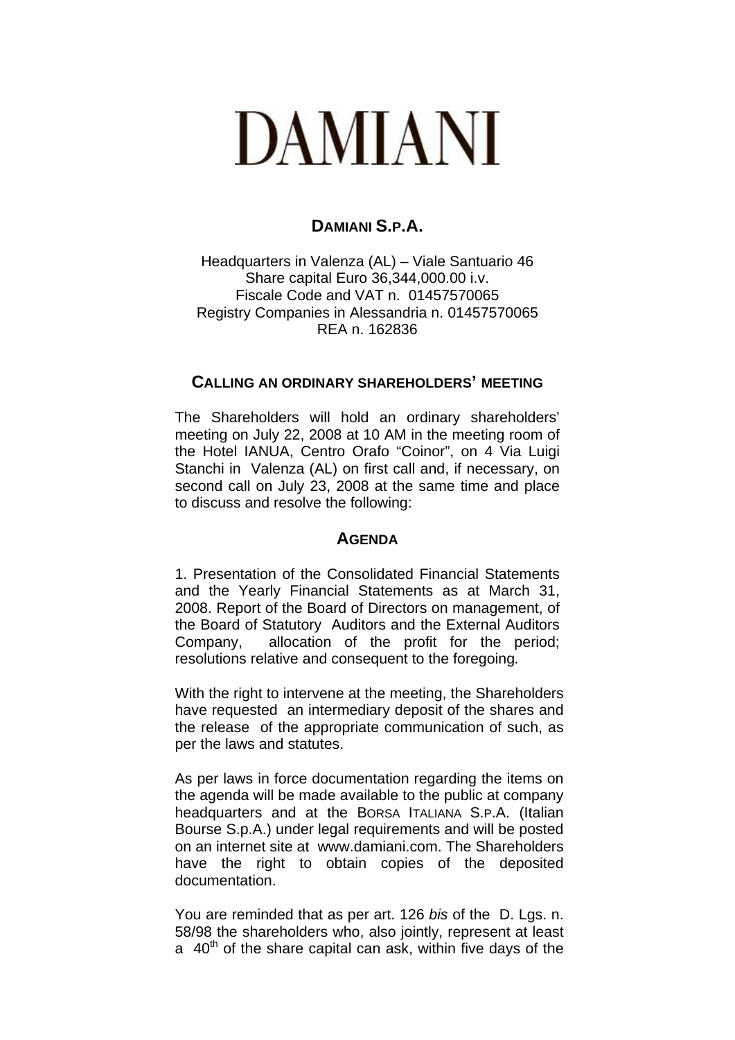# DAMIANI

## DAMIANI S.P.A.

Headquarters in Valenza (AL) – Viale Santuario 46
Share capital Euro 36,344,000.00 i.v.
Fiscale Code and VAT n. 01457570065
Registry Companies in Alessandria n. 01457570065
REA n. 162836

### CALLING AN ORDINARY SHAREHOLDERS' MEETING

The Shareholders will hold an ordinary shareholders' meeting on July 22, 2008 at 10 AM in the meeting room of the Hotel IANUA, Centro Orafo "Coinor", on 4 Via Luigi Stanchi in Valenza (AL) on first call and, if necessary, on second call on July 23, 2008 at the same time and place to discuss and resolve the following:

### AGENDA

1. Presentation of the Consolidated Financial Statements and the Yearly Financial Statements as at March 31, 2008. Report of the Board of Directors on management, of the Board of Statutory Auditors and the External Auditors Company, allocation of the profit for the period; resolutions relative and consequent to the foregoing*.*

With the right to intervene at the meeting, the Shareholders have requested an intermediary deposit of the shares and the release of the appropriate communication of such, as per the laws and statutes.

As per laws in force documentation regarding the items on the agenda will be made available to the public at company headquarters and at the BORSA ITALIANA S.P.A. (Italian Bourse S.p.A.) under legal requirements and will be posted on an internet site at www.damiani.com. The Shareholders have the right to obtain copies of the deposited documentation.

You are reminded that as per art. 126 *bis* of the D. Lgs. n. 58/98 the shareholders who, also jointly, represent at least a 40th of the share capital can ask, within five days of the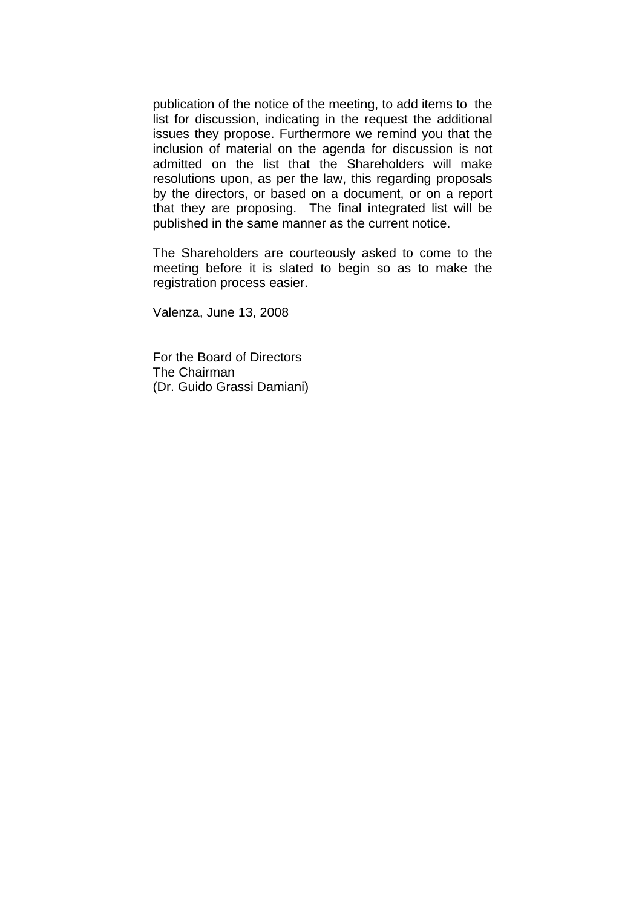publication of the notice of the meeting, to add items to the list for discussion, indicating in the request the additional issues they propose. Furthermore we remind you that the inclusion of material on the agenda for discussion is not admitted on the list that the Shareholders will make resolutions upon, as per the law, this regarding proposals by the directors, or based on a document, or on a report that they are proposing. The final integrated list will be published in the same manner as the current notice.

The Shareholders are courteously asked to come to the meeting before it is slated to begin so as to make the registration process easier.

Valenza, June 13, 2008

For the Board of Directors
The Chairman
(Dr. Guido Grassi Damiani)